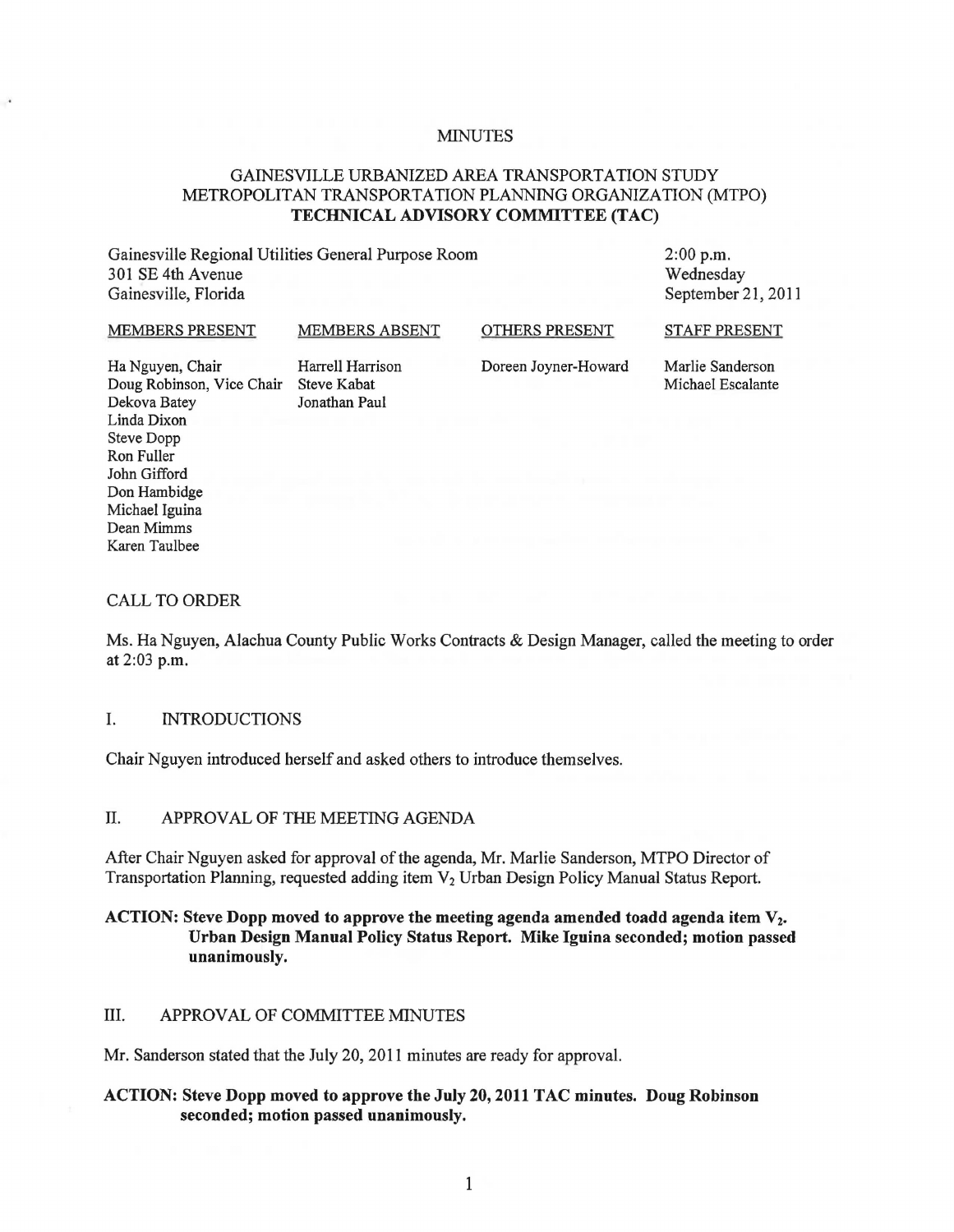# MINUTES

## GAINESVILLE URBANIZED AREA TRANSPORTATION STUDY
## METROPOLITAN TRANSPORTATION PLANNING ORGANIZATION (MTPO)
## TECHNICAL ADVISORY COMMITTEE (TAC)

Gainesville Regional Utilities General Purpose Room
301 SE 4th Avenue
Gainesville, Florida

2:00 p.m.
Wednesday
September 21, 2011

| MEMBERS PRESENT | MEMBERS ABSENT | OTHERS PRESENT | STAFF PRESENT |
|---|---|---|---|
| Ha Nguyen, Chair | Harrell Harrison | Doreen Joyner-Howard | Marlie Sanderson |
| Doug Robinson, Vice Chair | Steve Kabat | | Michael Escalante |
| Dekova Batey | Jonathan Paul | | |
| Linda Dixon | | | |
| Steve Dopp | | | |
| Ron Fuller | | | |
| John Gifford | | | |
| Don Hambidge | | | |
| Michael Iguina | | | |
| Dean Mimms | | | |
| Karen Taulbee | | | |

### CALL TO ORDER

Ms. Ha Nguyen, Alachua County Public Works Contracts & Design Manager, called the meeting to order at 2:03 p.m.

### I. INTRODUCTIONS

Chair Nguyen introduced herself and asked others to introduce themselves.

### II. APPROVAL OF THE MEETING AGENDA

After Chair Nguyen asked for approval of the agenda, Mr. Marlie Sanderson, MTPO Director of Transportation Planning, requested adding item $V_2$ Urban Design Policy Manual Status Report.

**ACTION: Steve Dopp moved to approve the meeting agenda amended toadd agenda item $V_2$. Urban Design Manual Policy Status Report. Mike Iguina seconded; motion passed unanimously.**

### III. APPROVAL OF COMMITTEE MINUTES

Mr. Sanderson stated that the July 20, 2011 minutes are ready for approval.

**ACTION: Steve Dopp moved to approve the July 20, 2011 TAC minutes. Doug Robinson seconded; motion passed unanimously.**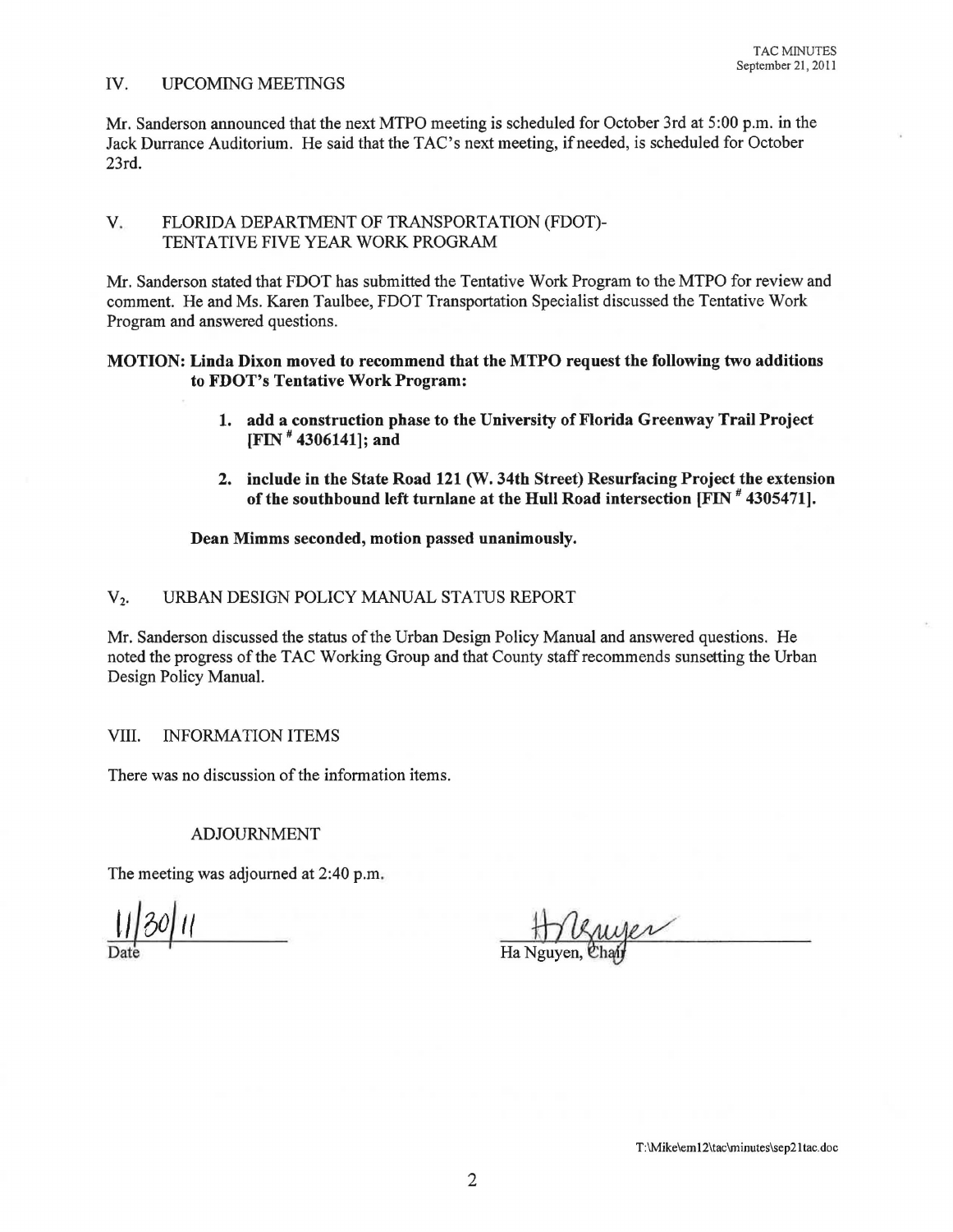## IV. UPCOMING MEETINGS

Mr. Sanderson announced that the next MTPO meeting is scheduled for October 3rd at 5:00 p.m. in the Jack Durrance Auditorium. He said that the TAC's next meeting, if needed, is scheduled for October 23rd.

## V. FLORIDA DEPARTMENT OF TRANSPORTATION (FDOT)- TENTATIVE FIVE YEAR WORK PROGRAM

Mr. Sanderson stated that FDOT has submitted the Tentative Work Program to the MTPO for review and comment. He and Ms. Karen Taulbee, FDOT Transportation Specialist discussed the Tentative Work Program and answered questions.

**MOTION: Linda Dixon moved to recommend that the MTPO request the following two additions to FDOT's Tentative Work Program:**

1. **add a construction phase to the University of Florida Greenway Trail Project [FIN # 4306141]; and**
2. **include in the State Road 121 (W. 34th Street) Resurfacing Project the extension of the southbound left turnlane at the Hull Road intersection [FIN # 4305471].**

**Dean Mimms seconded, motion passed unanimously.**

## $V_2$. URBAN DESIGN POLICY MANUAL STATUS REPORT

Mr. Sanderson discussed the status of the Urban Design Policy Manual and answered questions. He noted the progress of the TAC Working Group and that County staff recommends sunsetting the Urban Design Policy Manual.

## VIII. INFORMATION ITEMS

There was no discussion of the information items.

### ADJOURNMENT

The meeting was adjourned at 2:40 p.m.

11/30/11
Date

Ha Nguyen, Chair

T:\Mike\em12\tac\minutes\sep21tac.doc